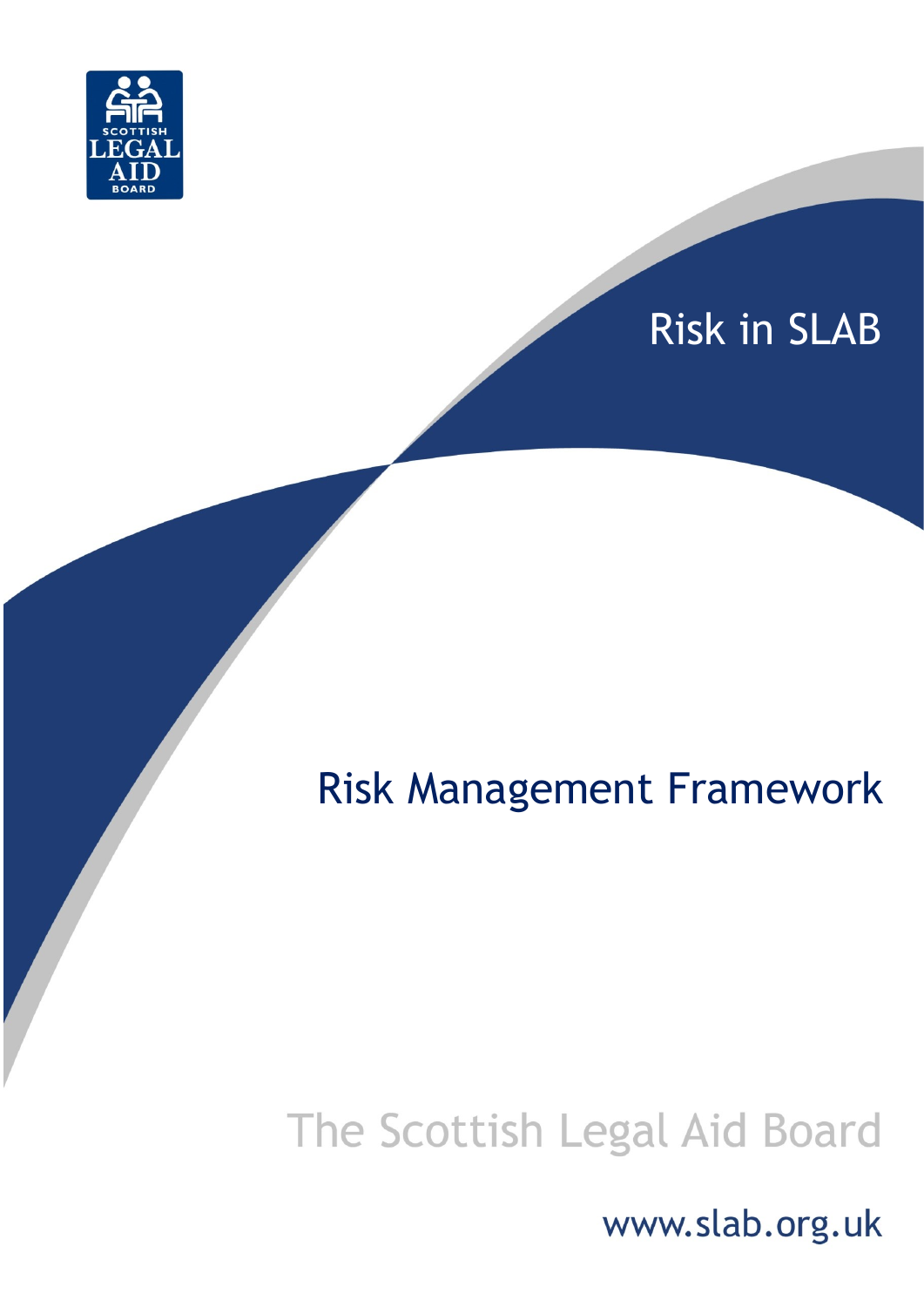# Risk in SLAB

## Risk Management Framework

The Scottish Legal Aid Board

www.slab.org.uk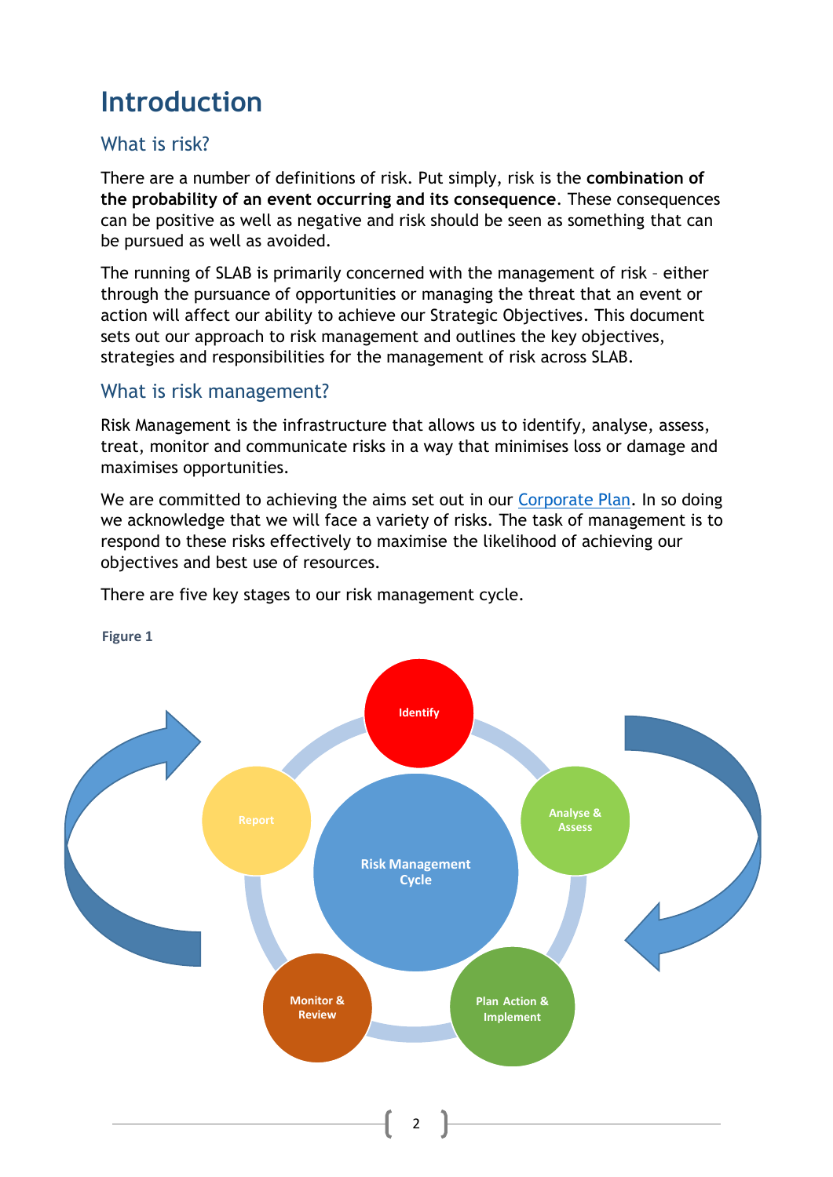# Introduction

## What is risk?

There are a number of definitions of risk. Put simply, risk is the **combination of the probability of an event occurring and its consequence**. These consequences can be positive as well as negative and risk should be seen as something that can be pursued as well as avoided.

The running of SLAB is primarily concerned with the management of risk – either through the pursuance of opportunities or managing the threat that an event or action will affect our ability to achieve our Strategic Objectives. This document sets out our approach to risk management and outlines the key objectives, strategies and responsibilities for the management of risk across SLAB.

## What is risk management?

Risk Management is the infrastructure that allows us to identify, analyse, assess, treat, monitor and communicate risks in a way that minimises loss or damage and maximises opportunities.

We are committed to achieving the aims set out in our Corporate Plan. In so doing we acknowledge that we will face a variety of risks. The task of management is to respond to these risks effectively to maximise the likelihood of achieving our objectives and best use of resources.

There are five key stages to our risk management cycle.

**Figure 1**

Risk Management Cycle: Identify → Analyse & Assess → Plan Action & Implement → Monitor & Review → Report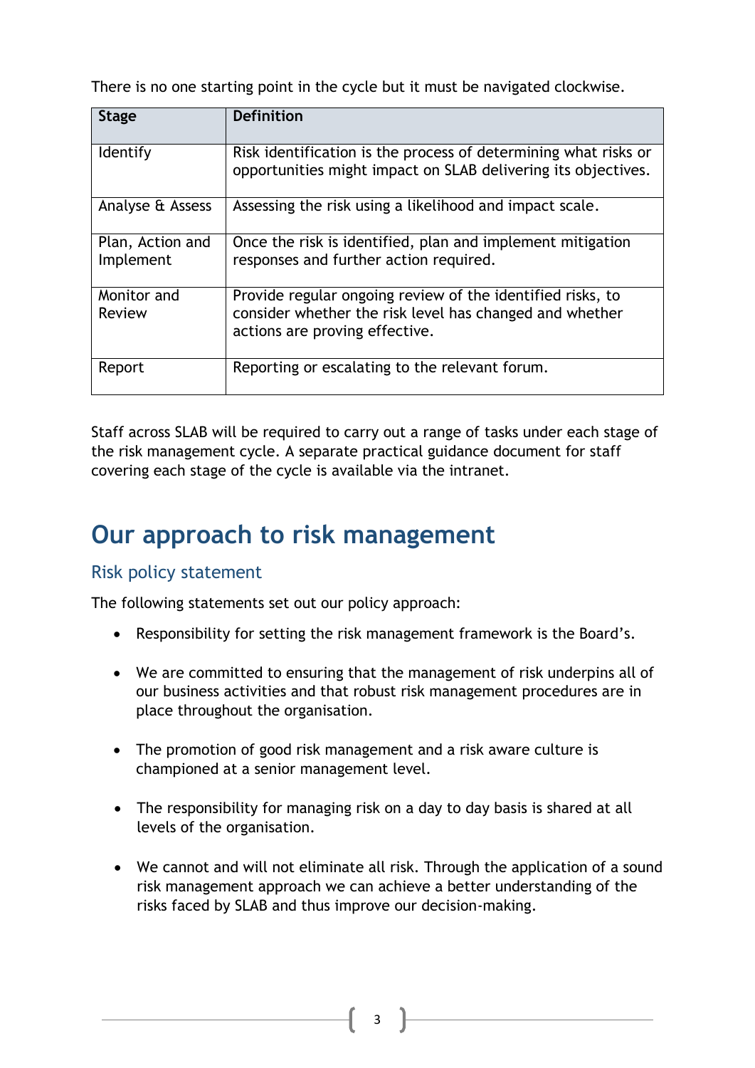There is no one starting point in the cycle but it must be navigated clockwise.

| Stage | Definition |
| --- | --- |
| Identify | Risk identification is the process of determining what risks or opportunities might impact on SLAB delivering its objectives. |
| Analyse & Assess | Assessing the risk using a likelihood and impact scale. |
| Plan, Action and Implement | Once the risk is identified, plan and implement mitigation responses and further action required. |
| Monitor and Review | Provide regular ongoing review of the identified risks, to consider whether the risk level has changed and whether actions are proving effective. |
| Report | Reporting or escalating to the relevant forum. |

Staff across SLAB will be required to carry out a range of tasks under each stage of the risk management cycle. A separate practical guidance document for staff covering each stage of the cycle is available via the intranet.

# Our approach to risk management

## Risk policy statement

The following statements set out our policy approach:

- Responsibility for setting the risk management framework is the Board's.
- We are committed to ensuring that the management of risk underpins all of our business activities and that robust risk management procedures are in place throughout the organisation.
- The promotion of good risk management and a risk aware culture is championed at a senior management level.
- The responsibility for managing risk on a day to day basis is shared at all levels of the organisation.
- We cannot and will not eliminate all risk. Through the application of a sound risk management approach we can achieve a better understanding of the risks faced by SLAB and thus improve our decision-making.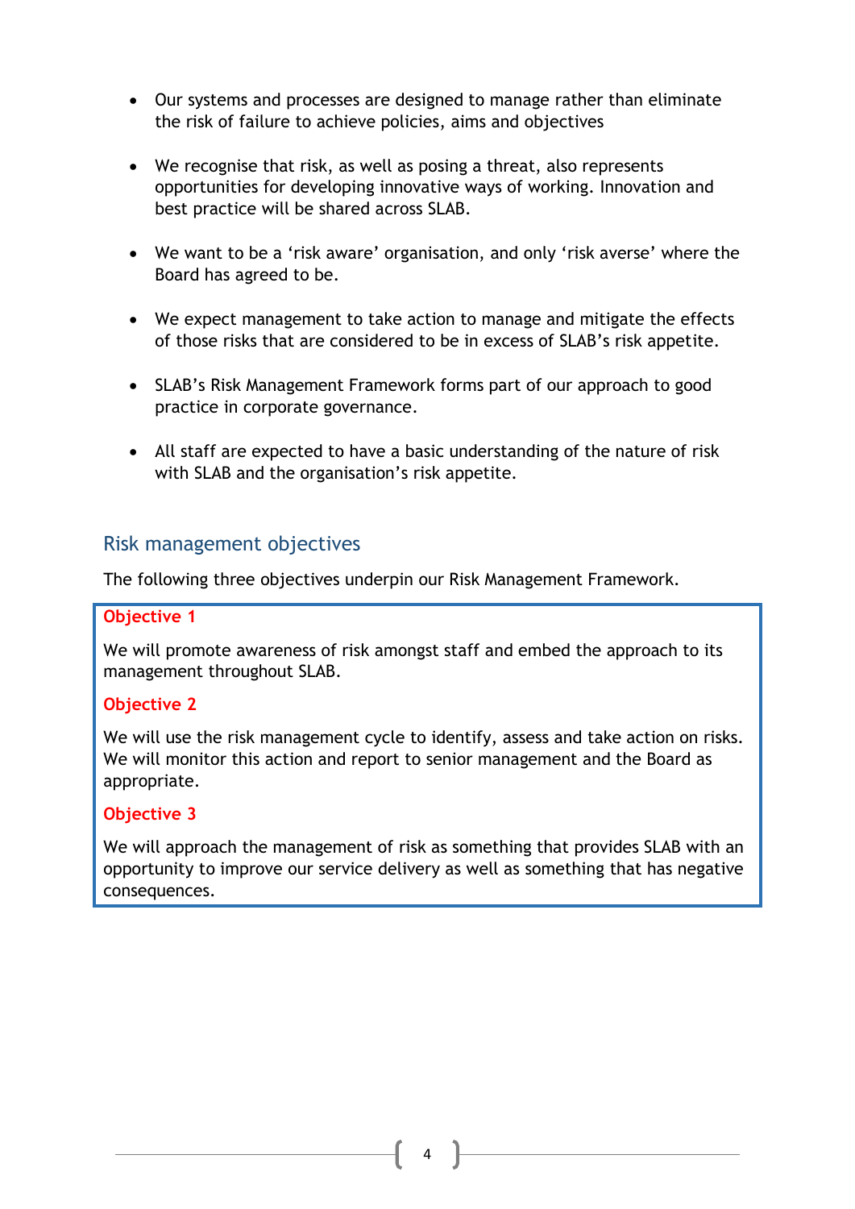- Our systems and processes are designed to manage rather than eliminate the risk of failure to achieve policies, aims and objectives

- We recognise that risk, as well as posing a threat, also represents opportunities for developing innovative ways of working. Innovation and best practice will be shared across SLAB.

- We want to be a 'risk aware' organisation, and only 'risk averse' where the Board has agreed to be.

- We expect management to take action to manage and mitigate the effects of those risks that are considered to be in excess of SLAB's risk appetite.

- SLAB's Risk Management Framework forms part of our approach to good practice in corporate governance.

- All staff are expected to have a basic understanding of the nature of risk with SLAB and the organisation's risk appetite.

## Risk management objectives

The following three objectives underpin our Risk Management Framework.

**Objective 1**

We will promote awareness of risk amongst staff and embed the approach to its management throughout SLAB.

**Objective 2**

We will use the risk management cycle to identify, assess and take action on risks. We will monitor this action and report to senior management and the Board as appropriate.

**Objective 3**

We will approach the management of risk as something that provides SLAB with an opportunity to improve our service delivery as well as something that has negative consequences.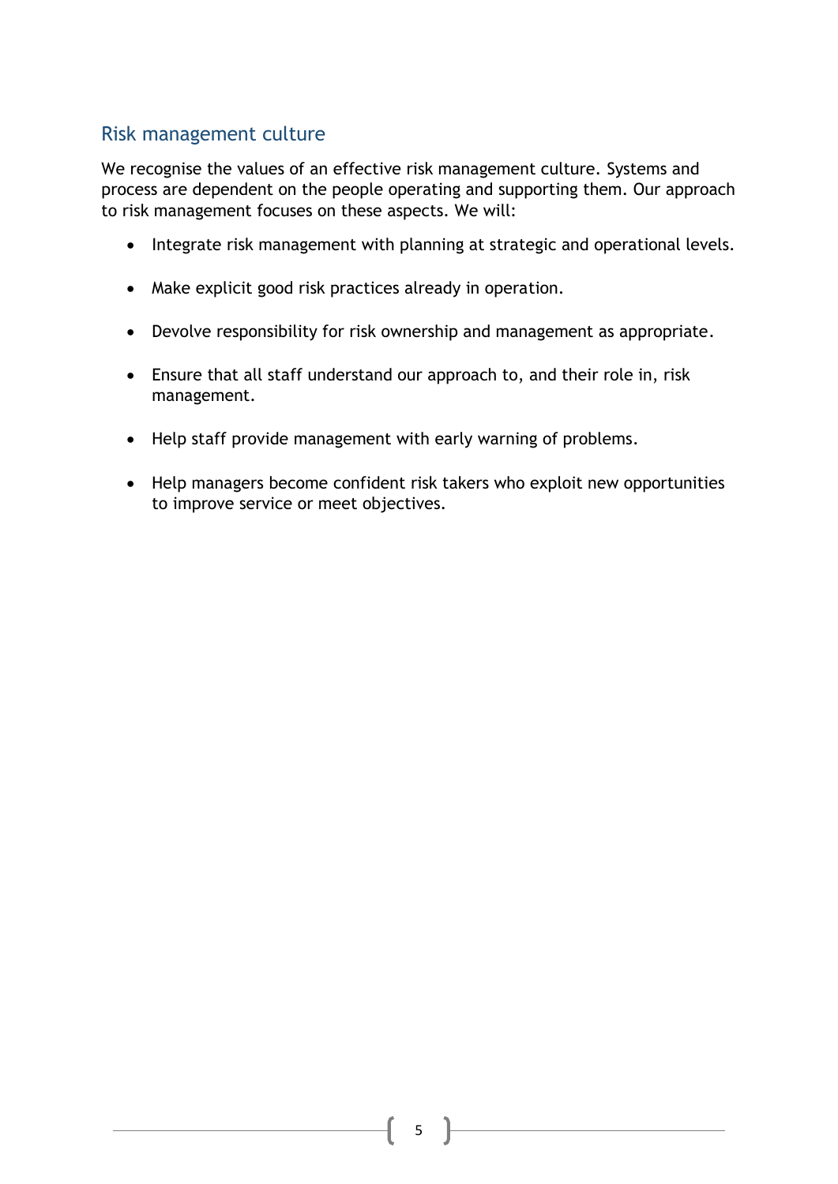## Risk management culture

We recognise the values of an effective risk management culture. Systems and process are dependent on the people operating and supporting them. Our approach to risk management focuses on these aspects. We will:

- Integrate risk management with planning at strategic and operational levels.
- Make explicit good risk practices already in operation.
- Devolve responsibility for risk ownership and management as appropriate.
- Ensure that all staff understand our approach to, and their role in, risk management.
- Help staff provide management with early warning of problems.
- Help managers become confident risk takers who exploit new opportunities to improve service or meet objectives.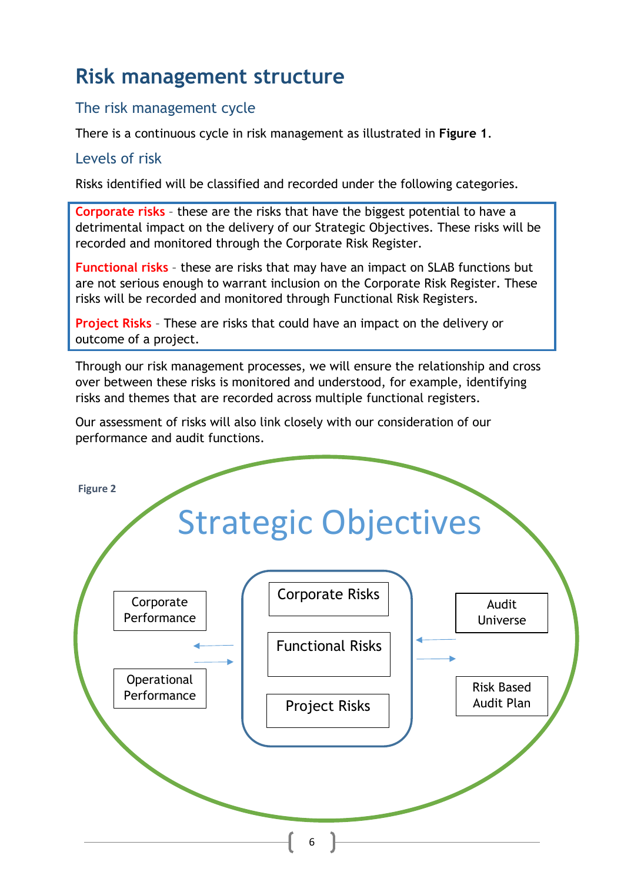# Risk management structure

## The risk management cycle

There is a continuous cycle in risk management as illustrated in **Figure 1**.

## Levels of risk

Risks identified will be classified and recorded under the following categories.

**Corporate risks** – these are the risks that have the biggest potential to have a detrimental impact on the delivery of our Strategic Objectives. These risks will be recorded and monitored through the Corporate Risk Register.

**Functional risks** – these are risks that may have an impact on SLAB functions but are not serious enough to warrant inclusion on the Corporate Risk Register. These risks will be recorded and monitored through Functional Risk Registers.

**Project Risks** – These are risks that could have an impact on the delivery or outcome of a project.

Through our risk management processes, we will ensure the relationship and cross over between these risks is monitored and understood, for example, identifying risks and themes that are recorded across multiple functional registers.

Our assessment of risks will also link closely with our consideration of our performance and audit functions.

**Figure 2**

Strategic Objectives

Corporate Performance

Operational Performance

Corporate Risks

Functional Risks

Project Risks

Audit Universe

Risk Based Audit Plan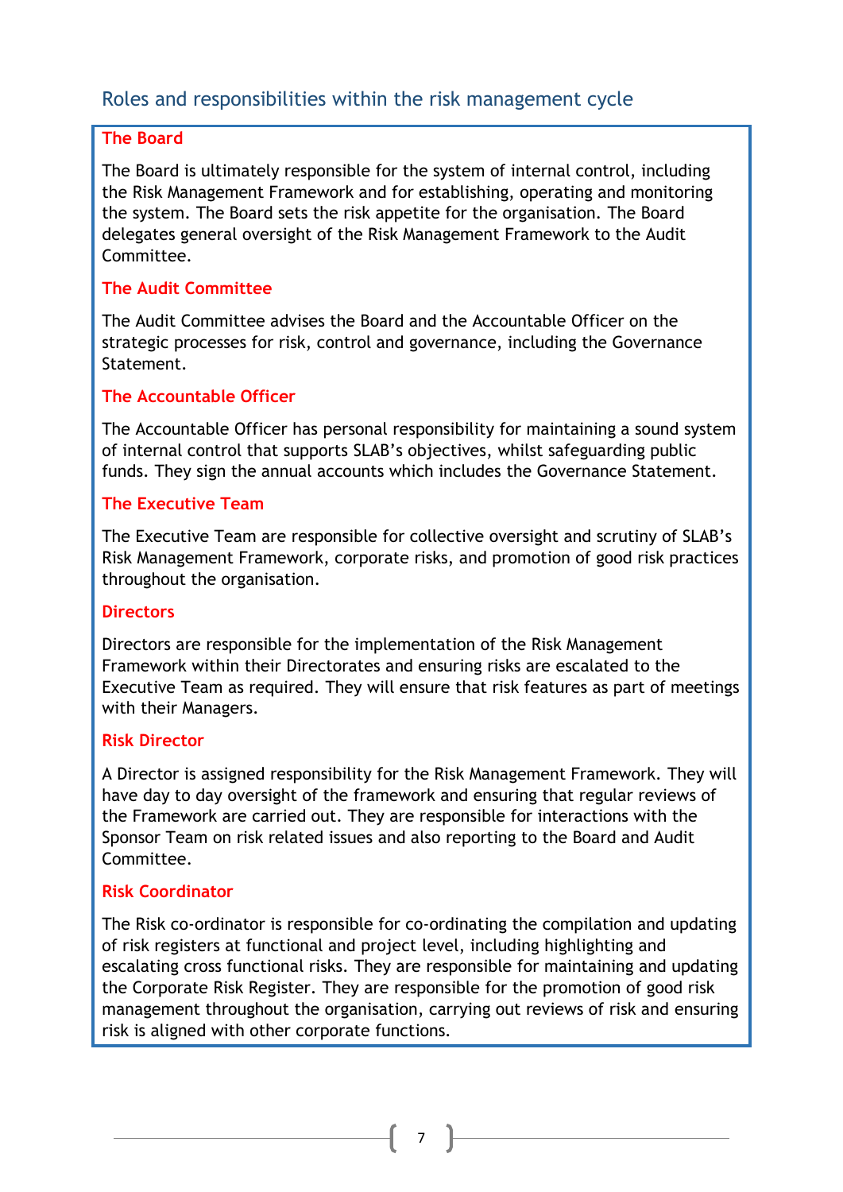## Roles and responsibilities within the risk management cycle

### The Board

The Board is ultimately responsible for the system of internal control, including the Risk Management Framework and for establishing, operating and monitoring the system. The Board sets the risk appetite for the organisation. The Board delegates general oversight of the Risk Management Framework to the Audit Committee.

### The Audit Committee

The Audit Committee advises the Board and the Accountable Officer on the strategic processes for risk, control and governance, including the Governance Statement.

### The Accountable Officer

The Accountable Officer has personal responsibility for maintaining a sound system of internal control that supports SLAB's objectives, whilst safeguarding public funds. They sign the annual accounts which includes the Governance Statement.

### The Executive Team

The Executive Team are responsible for collective oversight and scrutiny of SLAB's Risk Management Framework, corporate risks, and promotion of good risk practices throughout the organisation.

### Directors

Directors are responsible for the implementation of the Risk Management Framework within their Directorates and ensuring risks are escalated to the Executive Team as required. They will ensure that risk features as part of meetings with their Managers.

### Risk Director

A Director is assigned responsibility for the Risk Management Framework. They will have day to day oversight of the framework and ensuring that regular reviews of the Framework are carried out. They are responsible for interactions with the Sponsor Team on risk related issues and also reporting to the Board and Audit Committee.

### Risk Coordinator

The Risk co-ordinator is responsible for co-ordinating the compilation and updating of risk registers at functional and project level, including highlighting and escalating cross functional risks. They are responsible for maintaining and updating the Corporate Risk Register. They are responsible for the promotion of good risk management throughout the organisation, carrying out reviews of risk and ensuring risk is aligned with other corporate functions.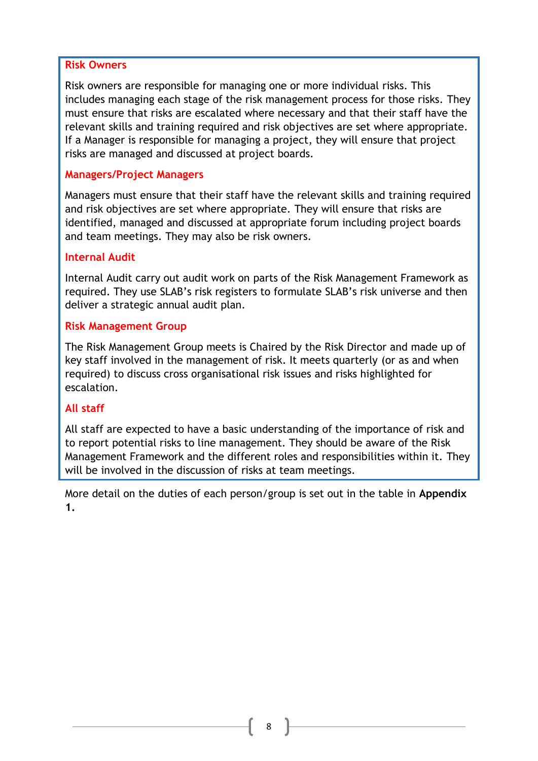### Risk Owners

Risk owners are responsible for managing one or more individual risks. This includes managing each stage of the risk management process for those risks. They must ensure that risks are escalated where necessary and that their staff have the relevant skills and training required and risk objectives are set where appropriate. If a Manager is responsible for managing a project, they will ensure that project risks are managed and discussed at project boards.

### Managers/Project Managers

Managers must ensure that their staff have the relevant skills and training required and risk objectives are set where appropriate. They will ensure that risks are identified, managed and discussed at appropriate forum including project boards and team meetings. They may also be risk owners.

### Internal Audit

Internal Audit carry out audit work on parts of the Risk Management Framework as required. They use SLAB's risk registers to formulate SLAB's risk universe and then deliver a strategic annual audit plan.

### Risk Management Group

The Risk Management Group meets is Chaired by the Risk Director and made up of key staff involved in the management of risk. It meets quarterly (or as and when required) to discuss cross organisational risk issues and risks highlighted for escalation.

### All staff

All staff are expected to have a basic understanding of the importance of risk and to report potential risks to line management. They should be aware of the Risk Management Framework and the different roles and responsibilities within it. They will be involved in the discussion of risks at team meetings.

More detail on the duties of each person/group is set out in the table in **Appendix 1.**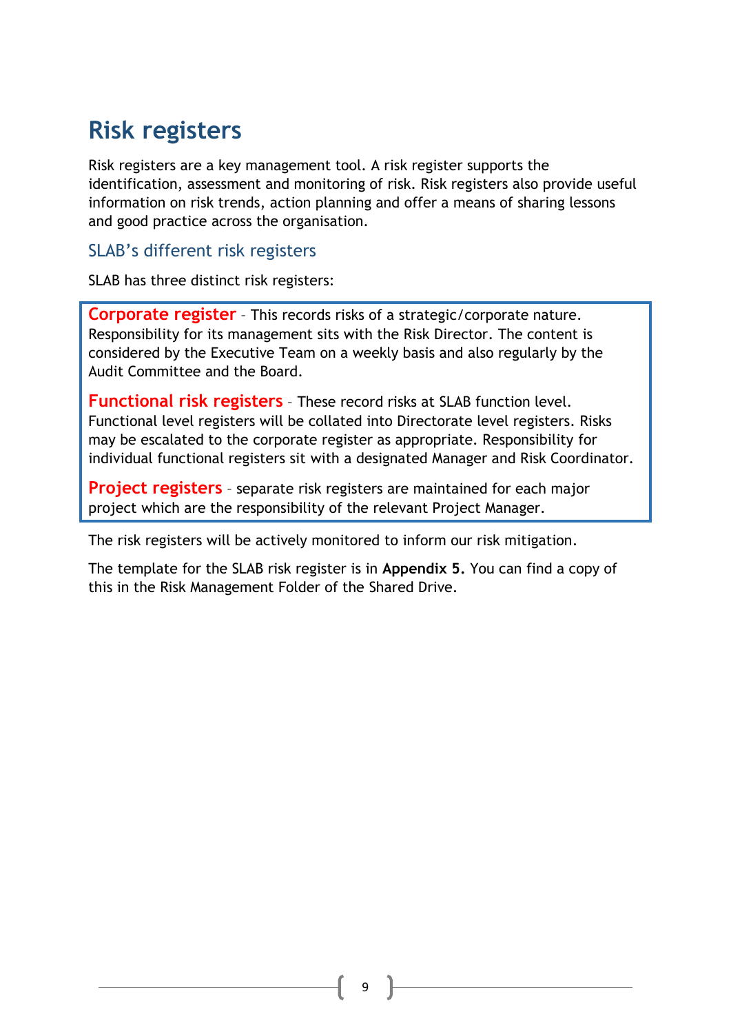# Risk registers

Risk registers are a key management tool. A risk register supports the identification, assessment and monitoring of risk. Risk registers also provide useful information on risk trends, action planning and offer a means of sharing lessons and good practice across the organisation.

## SLAB's different risk registers

SLAB has three distinct risk registers:

**Corporate register** – This records risks of a strategic/corporate nature. Responsibility for its management sits with the Risk Director. The content is considered by the Executive Team on a weekly basis and also regularly by the Audit Committee and the Board.

**Functional risk registers** – These record risks at SLAB function level. Functional level registers will be collated into Directorate level registers. Risks may be escalated to the corporate register as appropriate. Responsibility for individual functional registers sit with a designated Manager and Risk Coordinator.

**Project registers** – separate risk registers are maintained for each major project which are the responsibility of the relevant Project Manager.

The risk registers will be actively monitored to inform our risk mitigation.

The template for the SLAB risk register is in **Appendix 5.** You can find a copy of this in the Risk Management Folder of the Shared Drive.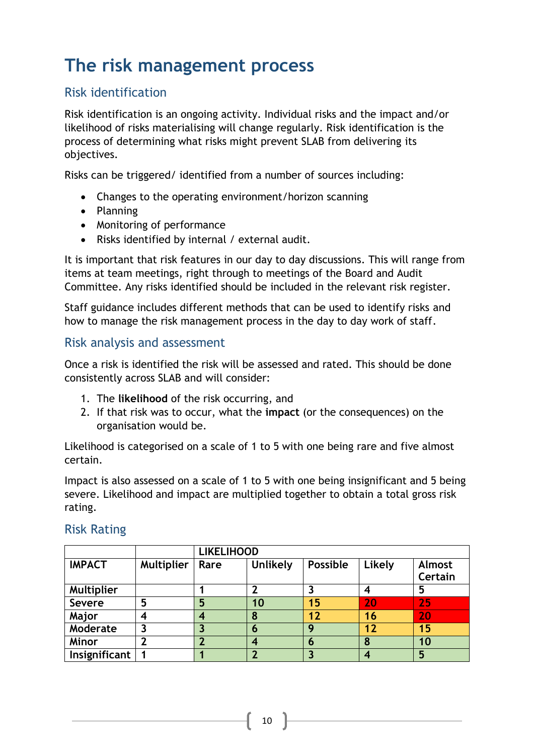# The risk management process

## Risk identification

Risk identification is an ongoing activity. Individual risks and the impact and/or likelihood of risks materialising will change regularly. Risk identification is the process of determining what risks might prevent SLAB from delivering its objectives.

Risks can be triggered/ identified from a number of sources including:

- Changes to the operating environment/horizon scanning
- Planning
- Monitoring of performance
- Risks identified by internal / external audit.

It is important that risk features in our day to day discussions. This will range from items at team meetings, right through to meetings of the Board and Audit Committee. Any risks identified should be included in the relevant risk register.

Staff guidance includes different methods that can be used to identify risks and how to manage the risk management process in the day to day work of staff.

## Risk analysis and assessment

Once a risk is identified the risk will be assessed and rated. This should be done consistently across SLAB and will consider:

1. The **likelihood** of the risk occurring, and
2. If that risk was to occur, what the **impact** (or the consequences) on the organisation would be.

Likelihood is categorised on a scale of 1 to 5 with one being rare and five almost certain.

Impact is also assessed on a scale of 1 to 5 with one being insignificant and 5 being severe. Likelihood and impact are multiplied together to obtain a total gross risk rating.

## Risk Rating

| | | **LIKELIHOOD** | | | | |
|---|---|---|---|---|---|---|
| **IMPACT** | **Multiplier** | **Rare** | **Unlikely** | **Possible** | **Likely** | **Almost Certain** |
| **Multiplier** | | **1** | **2** | **3** | **4** | **5** |
| **Severe** | **5** | **5** | **10** | **15** | **20** | **25** |
| **Major** | **4** | **4** | **8** | **12** | **16** | **20** |
| **Moderate** | **3** | **3** | **6** | **9** | **12** | **15** |
| **Minor** | **2** | **2** | **4** | **6** | **8** | **10** |
| **Insignificant** | **1** | **1** | **2** | **3** | **4** | **5** |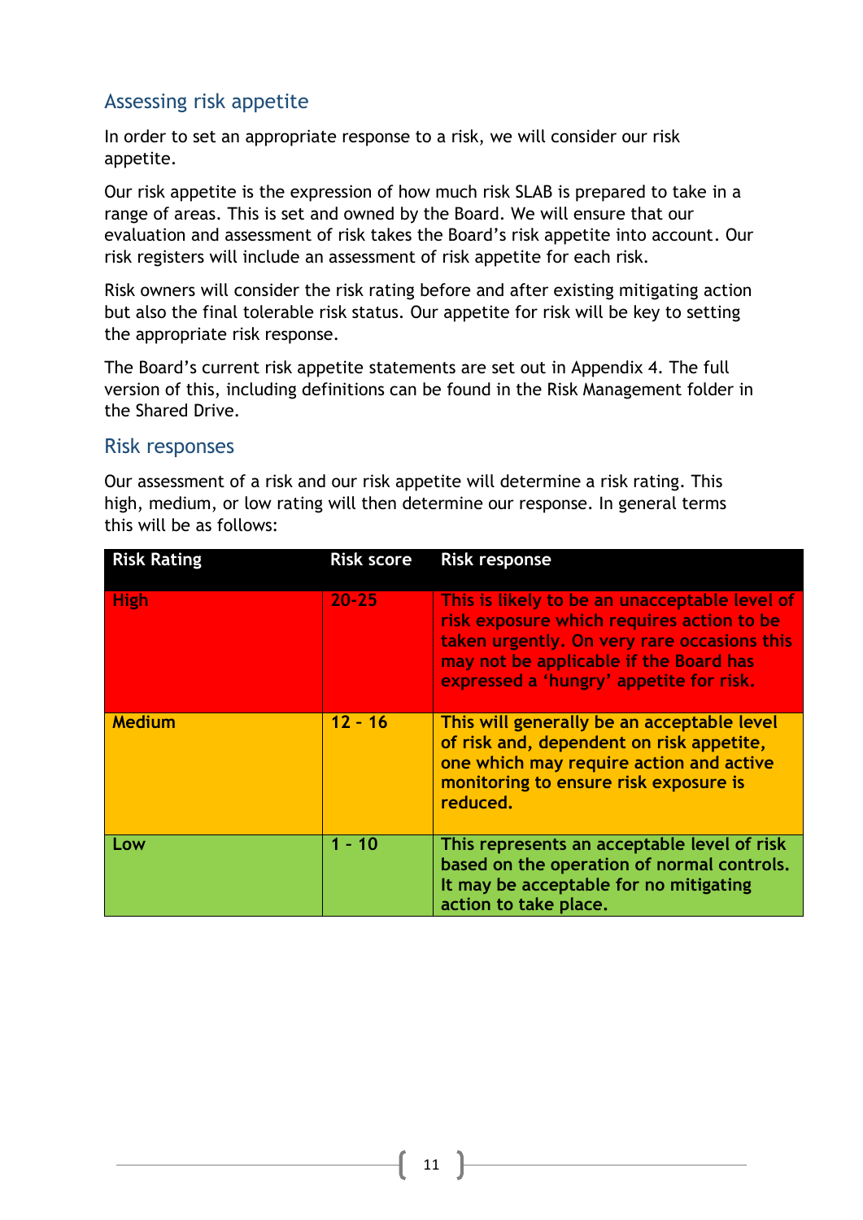## Assessing risk appetite

In order to set an appropriate response to a risk, we will consider our risk appetite.

Our risk appetite is the expression of how much risk SLAB is prepared to take in a range of areas. This is set and owned by the Board. We will ensure that our evaluation and assessment of risk takes the Board's risk appetite into account. Our risk registers will include an assessment of risk appetite for each risk.

Risk owners will consider the risk rating before and after existing mitigating action but also the final tolerable risk status. Our appetite for risk will be key to setting the appropriate risk response.

The Board's current risk appetite statements are set out in Appendix 4. The full version of this, including definitions can be found in the Risk Management folder in the Shared Drive.

## Risk responses

Our assessment of a risk and our risk appetite will determine a risk rating. This high, medium, or low rating will then determine our response. In general terms this will be as follows:

| Risk Rating | Risk score | Risk response |
|---|---|---|
| **High** | **20-25** | **This is likely to be an unacceptable level of risk exposure which requires action to be taken urgently. On very rare occasions this may not be applicable if the Board has expressed a 'hungry' appetite for risk.** |
| **Medium** | **12 - 16** | **This will generally be an acceptable level of risk and, dependent on risk appetite, one which may require action and active monitoring to ensure risk exposure is reduced.** |
| **Low** | **1 - 10** | **This represents an acceptable level of risk based on the operation of normal controls. It may be acceptable for no mitigating action to take place.** |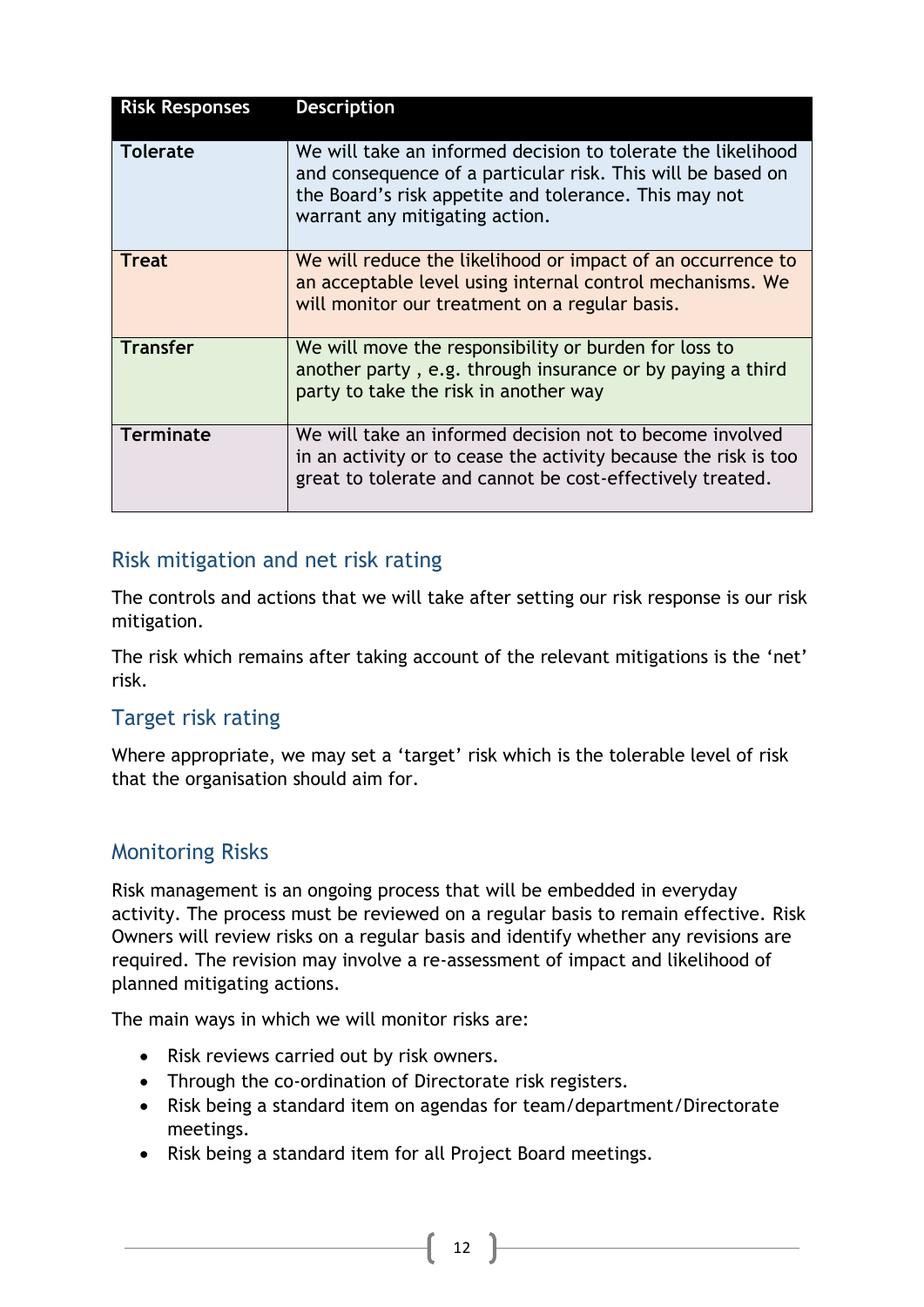| Risk Responses | Description |
|---|---|
| **Tolerate** | We will take an informed decision to tolerate the likelihood and consequence of a particular risk. This will be based on the Board's risk appetite and tolerance. This may not warrant any mitigating action. |
| **Treat** | We will reduce the likelihood or impact of an occurrence to an acceptable level using internal control mechanisms. We will monitor our treatment on a regular basis. |
| **Transfer** | We will move the responsibility or burden for loss to another party , e.g. through insurance or by paying a third party to take the risk in another way |
| **Terminate** | We will take an informed decision not to become involved in an activity or to cease the activity because the risk is too great to tolerate and cannot be cost-effectively treated. |

## Risk mitigation and net risk rating

The controls and actions that we will take after setting our risk response is our risk mitigation.

The risk which remains after taking account of the relevant mitigations is the 'net' risk.

## Target risk rating

Where appropriate, we may set a 'target' risk which is the tolerable level of risk that the organisation should aim for.

## Monitoring Risks

Risk management is an ongoing process that will be embedded in everyday activity. The process must be reviewed on a regular basis to remain effective. Risk Owners will review risks on a regular basis and identify whether any revisions are required. The revision may involve a re-assessment of impact and likelihood of planned mitigating actions.

The main ways in which we will monitor risks are:

- Risk reviews carried out by risk owners.
- Through the co-ordination of Directorate risk registers.
- Risk being a standard item on agendas for team/department/Directorate meetings.
- Risk being a standard item for all Project Board meetings.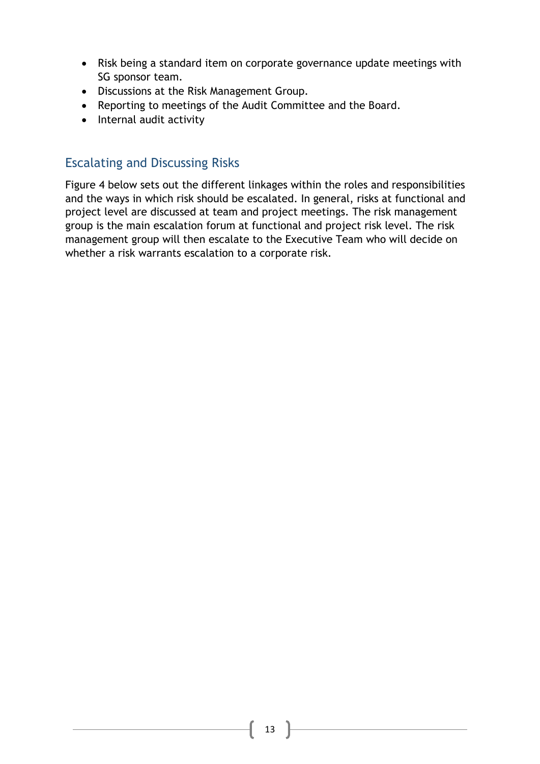- Risk being a standard item on corporate governance update meetings with SG sponsor team.
- Discussions at the Risk Management Group.
- Reporting to meetings of the Audit Committee and the Board.
- Internal audit activity

## Escalating and Discussing Risks

Figure 4 below sets out the different linkages within the roles and responsibilities and the ways in which risk should be escalated. In general, risks at functional and project level are discussed at team and project meetings. The risk management group is the main escalation forum at functional and project risk level. The risk management group will then escalate to the Executive Team who will decide on whether a risk warrants escalation to a corporate risk.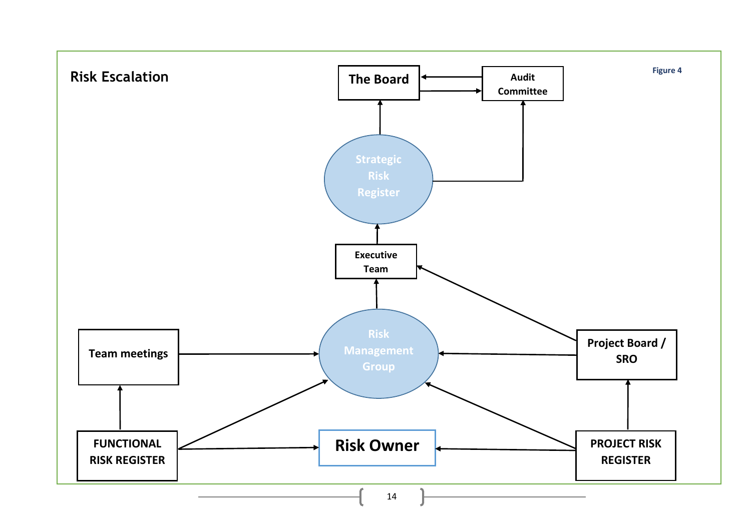## Risk Escalation

Figure 4

The Board

Audit Committee

Strategic Risk Register

Executive Team

Team meetings

Risk Management Group

Project Board / SRO

FUNCTIONAL RISK REGISTER

Risk Owner

PROJECT RISK REGISTER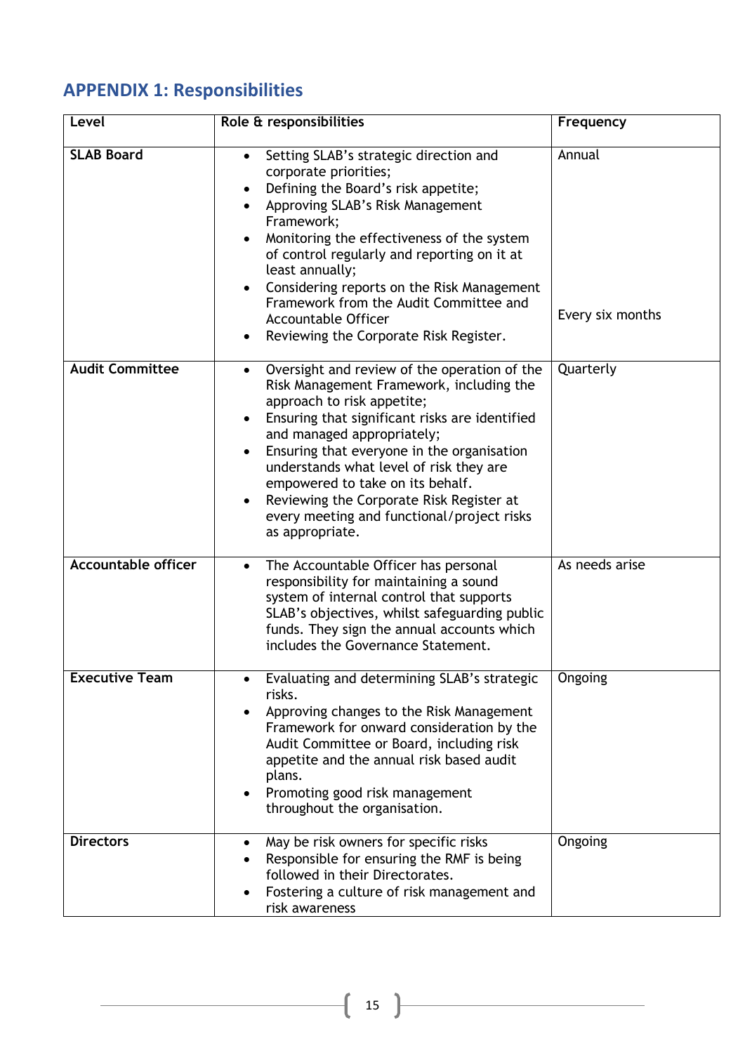## APPENDIX 1: Responsibilities

| Level | Role & responsibilities | Frequency |
|---|---|---|
| **SLAB Board** | • Setting SLAB's strategic direction and corporate priorities;<br>• Defining the Board's risk appetite;<br>• Approving SLAB's Risk Management Framework;<br>• Monitoring the effectiveness of the system of control regularly and reporting on it at least annually;<br>• Considering reports on the Risk Management Framework from the Audit Committee and Accountable Officer<br>• Reviewing the Corporate Risk Register. | Annual<br><br><br><br><br><br>Every six months |
| **Audit Committee** | • Oversight and review of the operation of the Risk Management Framework, including the approach to risk appetite;<br>• Ensuring that significant risks are identified and managed appropriately;<br>• Ensuring that everyone in the organisation understands what level of risk they are empowered to take on its behalf.<br>• Reviewing the Corporate Risk Register at every meeting and functional/project risks as appropriate. | Quarterly |
| **Accountable officer** | • The Accountable Officer has personal responsibility for maintaining a sound system of internal control that supports SLAB's objectives, whilst safeguarding public funds. They sign the annual accounts which includes the Governance Statement. | As needs arise |
| **Executive Team** | • Evaluating and determining SLAB's strategic risks.<br>• Approving changes to the Risk Management Framework for onward consideration by the Audit Committee or Board, including risk appetite and the annual risk based audit plans.<br>• Promoting good risk management throughout the organisation. | Ongoing |
| **Directors** | • May be risk owners for specific risks<br>• Responsible for ensuring the RMF is being followed in their Directorates.<br>• Fostering a culture of risk management and risk awareness | Ongoing |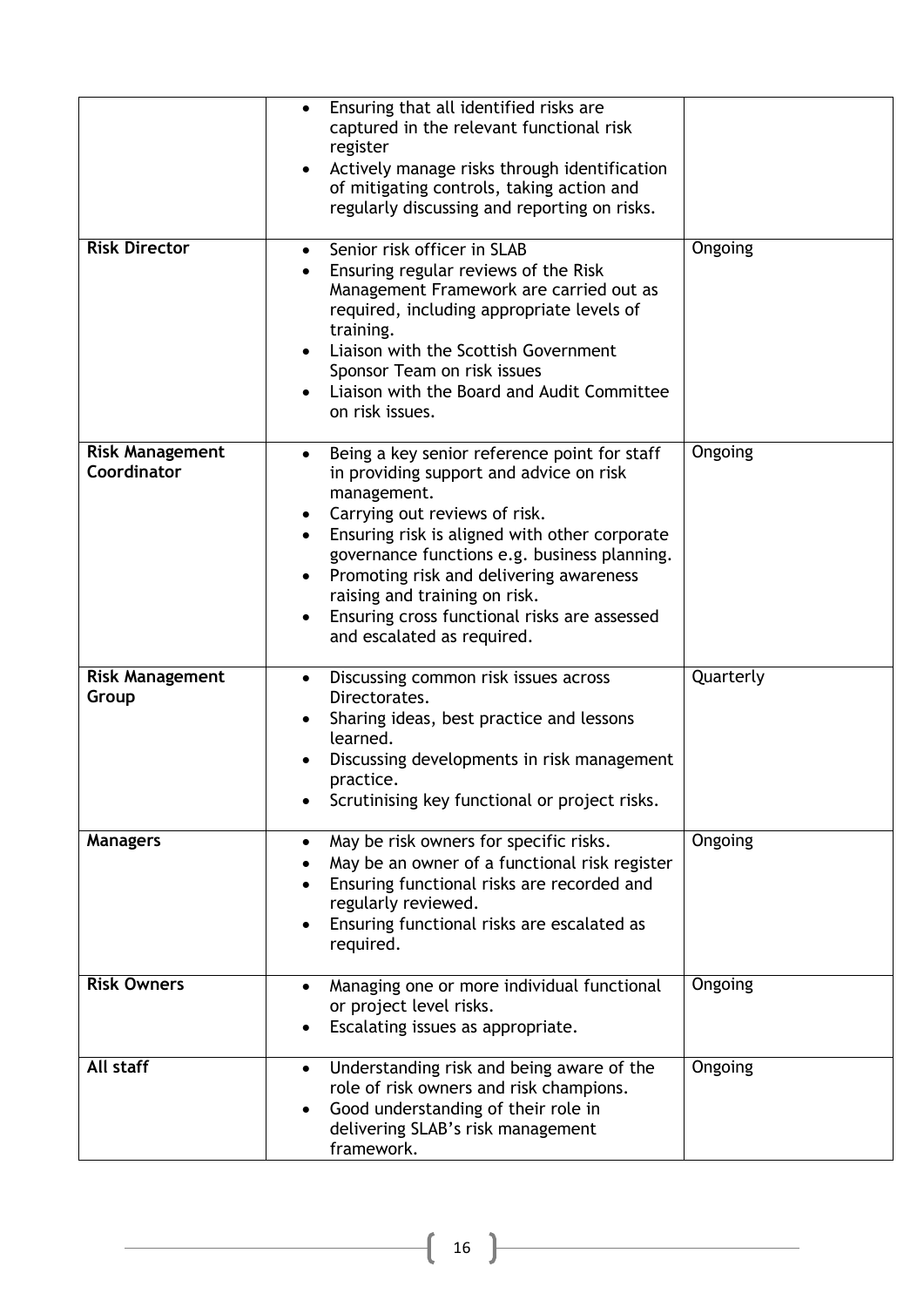| | | |
|---|---|---|
| | • Ensuring that all identified risks are captured in the relevant functional risk register<br>• Actively manage risks through identification of mitigating controls, taking action and regularly discussing and reporting on risks. | |
| **Risk Director** | • Senior risk officer in SLAB<br>• Ensuring regular reviews of the Risk Management Framework are carried out as required, including appropriate levels of training.<br>• Liaison with the Scottish Government Sponsor Team on risk issues<br>• Liaison with the Board and Audit Committee on risk issues. | Ongoing |
| **Risk Management Coordinator** | • Being a key senior reference point for staff in providing support and advice on risk management.<br>• Carrying out reviews of risk.<br>• Ensuring risk is aligned with other corporate governance functions e.g. business planning.<br>• Promoting risk and delivering awareness raising and training on risk.<br>• Ensuring cross functional risks are assessed and escalated as required. | Ongoing |
| **Risk Management Group** | • Discussing common risk issues across Directorates.<br>• Sharing ideas, best practice and lessons learned.<br>• Discussing developments in risk management practice.<br>• Scrutinising key functional or project risks. | Quarterly |
| **Managers** | • May be risk owners for specific risks.<br>• May be an owner of a functional risk register<br>• Ensuring functional risks are recorded and regularly reviewed.<br>• Ensuring functional risks are escalated as required. | Ongoing |
| **Risk Owners** | • Managing one or more individual functional or project level risks.<br>• Escalating issues as appropriate. | Ongoing |
| **All staff** | • Understanding risk and being aware of the role of risk owners and risk champions.<br>• Good understanding of their role in delivering SLAB's risk management framework. | Ongoing |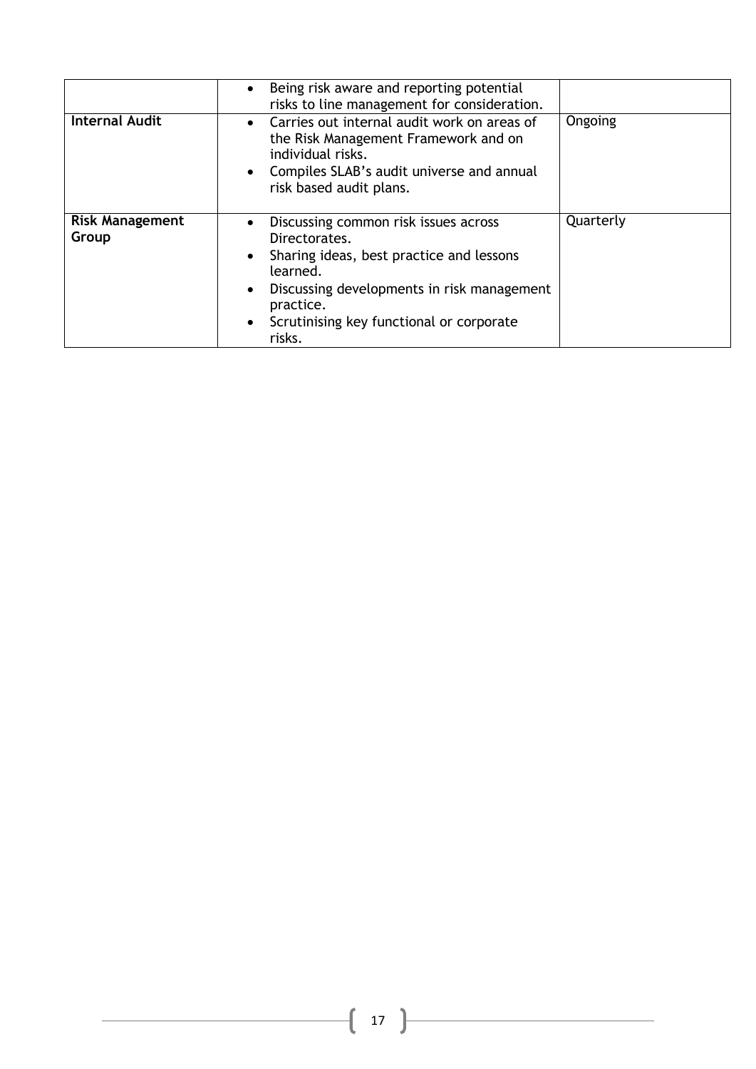| | | |
|---|---|---|
| | • Being risk aware and reporting potential risks to line management for consideration. | |
| **Internal Audit** | • Carries out internal audit work on areas of the Risk Management Framework and on individual risks.<br>• Compiles SLAB's audit universe and annual risk based audit plans. | Ongoing |
| **Risk Management Group** | • Discussing common risk issues across Directorates.<br>• Sharing ideas, best practice and lessons learned.<br>• Discussing developments in risk management practice.<br>• Scrutinising key functional or corporate risks. | Quarterly |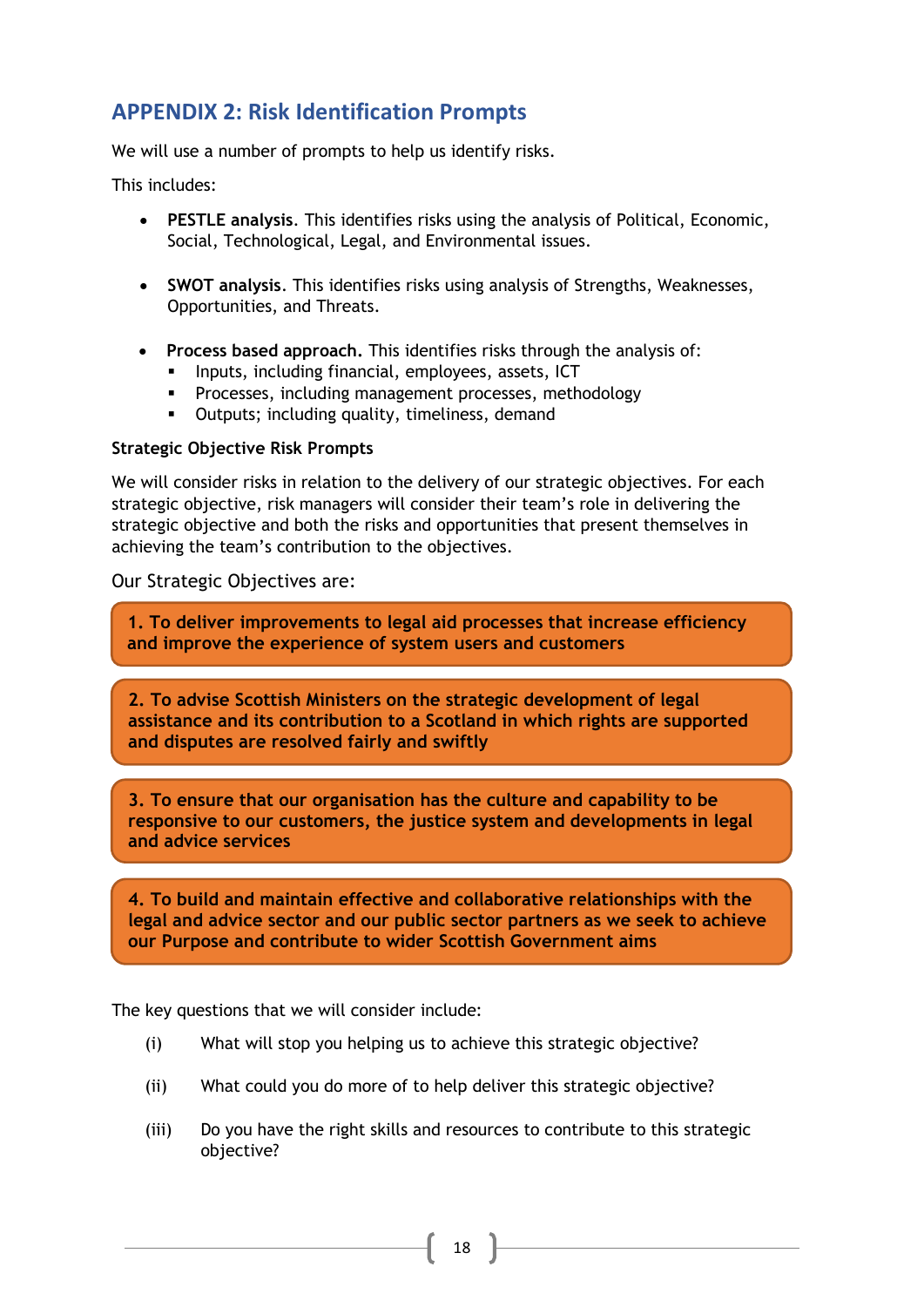## APPENDIX 2: Risk Identification Prompts

We will use a number of prompts to help us identify risks.

This includes:

- **PESTLE analysis**. This identifies risks using the analysis of Political, Economic, Social, Technological, Legal, and Environmental issues.

- **SWOT analysis**. This identifies risks using analysis of Strengths, Weaknesses, Opportunities, and Threats.

- **Process based approach.** This identifies risks through the analysis of:
  - Inputs, including financial, employees, assets, ICT
  - Processes, including management processes, methodology
  - Outputs; including quality, timeliness, demand

**Strategic Objective Risk Prompts**

We will consider risks in relation to the delivery of our strategic objectives. For each strategic objective, risk managers will consider their team's role in delivering the strategic objective and both the risks and opportunities that present themselves in achieving the team's contribution to the objectives.

Our Strategic Objectives are:

**1. To deliver improvements to legal aid processes that increase efficiency and improve the experience of system users and customers**

**2. To advise Scottish Ministers on the strategic development of legal assistance and its contribution to a Scotland in which rights are supported and disputes are resolved fairly and swiftly**

**3. To ensure that our organisation has the culture and capability to be responsive to our customers, the justice system and developments in legal and advice services**

**4. To build and maintain effective and collaborative relationships with the legal and advice sector and our public sector partners as we seek to achieve our Purpose and contribute to wider Scottish Government aims**

The key questions that we will consider include:

(i) What will stop you helping us to achieve this strategic objective?

(ii) What could you do more of to help deliver this strategic objective?

(iii) Do you have the right skills and resources to contribute to this strategic objective?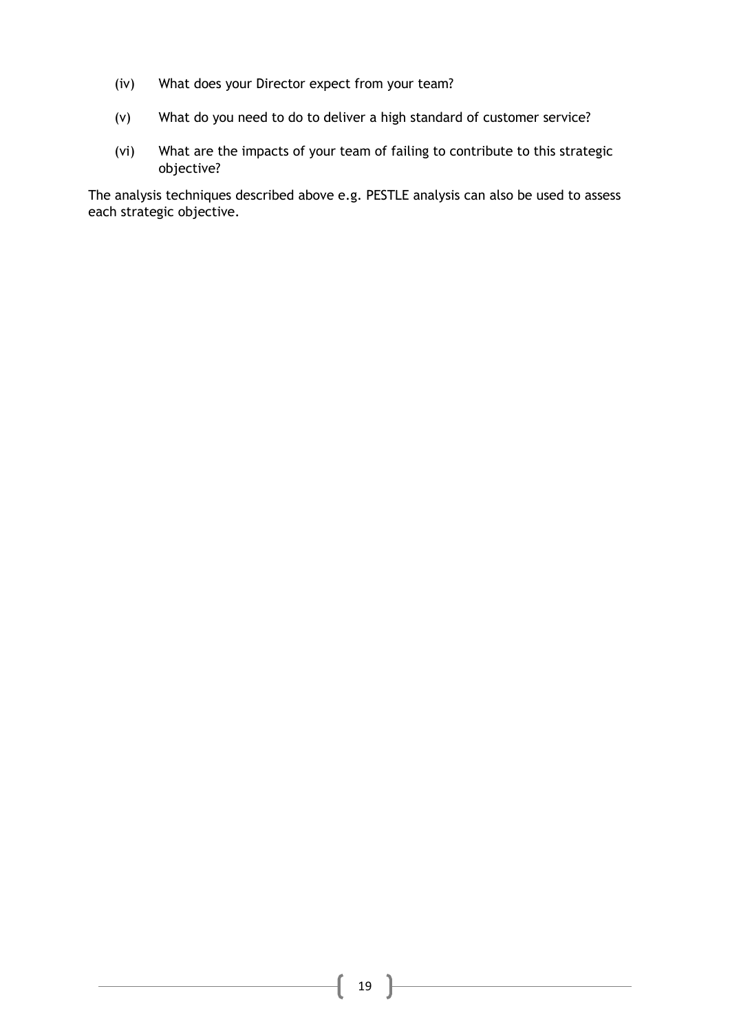(iv) What does your Director expect from your team?

(v) What do you need to do to deliver a high standard of customer service?

(vi) What are the impacts of your team of failing to contribute to this strategic objective?

The analysis techniques described above e.g. PESTLE analysis can also be used to assess each strategic objective.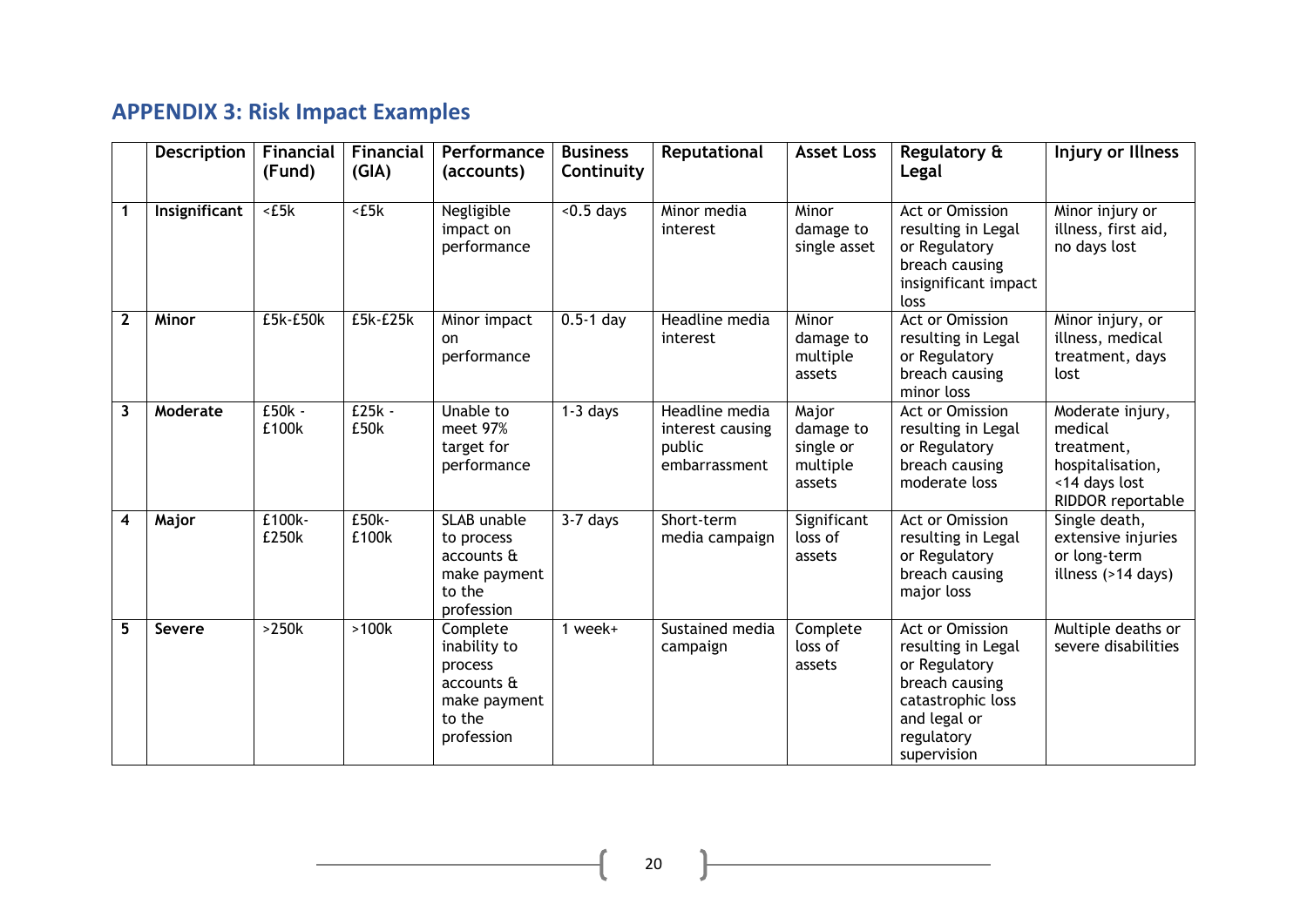## APPENDIX 3: Risk Impact Examples

| | Description | Financial (Fund) | Financial (GIA) | Performance (accounts) | Business Continuity | Reputational | Asset Loss | Regulatory & Legal | Injury or Illness |
|---|---|---|---|---|---|---|---|---|---|
| 1 | **Insignificant** | <£5k | <£5k | Negligible impact on performance | <0.5 days | Minor media interest | Minor damage to single asset | Act or Omission resulting in Legal or Regulatory breach causing insignificant impact loss | Minor injury or illness, first aid, no days lost |
| 2 | **Minor** | £5k-£50k | £5k-£25k | Minor impact on performance | 0.5-1 day | Headline media interest | Minor damage to multiple assets | Act or Omission resulting in Legal or Regulatory breach causing minor loss | Minor injury, or illness, medical treatment, days lost |
| 3 | **Moderate** | £50k - £100k | £25k - £50k | Unable to meet 97% target for performance | 1-3 days | Headline media interest causing public embarrassment | Major damage to single or multiple assets | Act or Omission resulting in Legal or Regulatory breach causing moderate loss | Moderate injury, medical treatment, hospitalisation, <14 days lost RIDDOR reportable |
| 4 | **Major** | £100k-£250k | £50k-£100k | SLAB unable to process accounts & make payment to the profession | 3-7 days | Short-term media campaign | Significant loss of assets | Act or Omission resulting in Legal or Regulatory breach causing major loss | Single death, extensive injuries or long-term illness (>14 days) |
| 5 | **Severe** | >250k | >100k | Complete inability to process accounts & make payment to the profession | 1 week+ | Sustained media campaign | Complete loss of assets | Act or Omission resulting in Legal or Regulatory breach causing catastrophic loss and legal or regulatory supervision | Multiple deaths or severe disabilities |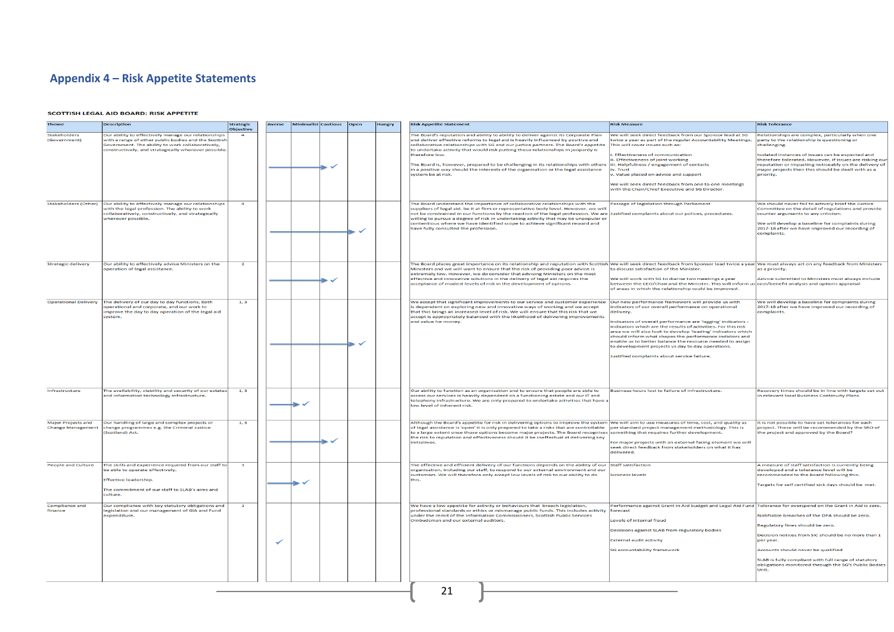## Appendix 4 – Risk Appetite Statements

**SCOTTISH LEGAL AID BOARD: RISK APPETITE**

| Theme | Description | Strategic Objective | Averse | Minimalist | Cautious | Open | Hungry | Risk Appetite Statement | Risk Measure | Risk Tolerance |
|---|---|---|---|---|---|---|---|---|---|---|
| Stakeholders (Government) | Our ability to effectively manage our relationships with a range of other public bodies and the Scottish Government. The ability to work collaboratively, constructively, and strategically wherever possible. | 4 | | | ✓ | | | The Board's reputation and ability to ability to deliver against its Corporate Plan and deliver effective reforms to legal aid is heavily influenced by positive and collaborative relationships with SG and our justice partners. The Board's appetite to undertake activity that would risk putting these relationships in jeopardy is therefore low.<br><br>The Board is, however, prepared to be challenging in its relationships with others in a positive way should the interests of the organisation or the legal assistance system be at risk. | We will seek direct feedback from our Sponsor lead at SG twice a year as part of the regular Accountability Meetings. This will cover issues such as:<br><br>i. Effectiveness of communication<br>ii. Effectiveness of joint working<br>iii. Helpfulness / engagement of contacts<br>iv. Trust<br>v. Value placed on advice and support<br><br>We will seek direct feedback from one to one meetings with the Chair/Chief Executive and SG Director. | Relationships are complex, particularly when one party to the relationship is questioning or challenging.<br><br>Isolated instances of issues can be expected and therefore tolerated. However, if issues are risking our reputation or impacting noticeably on the delivery of major projects then this should be dealt with as a priority. |
| Stakeholders (Other) | Our ability to effectively manage our relationships with the legal profession. The ability to work collaboratively, constructively, and strategically wherever possible. | 4 | | | | ✓ | | The Board understand the importance of collaborative relationships with the suppliers of legal aid, be it at firm or representative body level. However, we will not be constrained in our functions by the reaction of the legal profession. We are willing to pursue a degree of risk in undertaking activity that may be unpopular or contentious where we have identified scope to achieve significant reward and have fully consulted the profession. | Passage of legislation through Parliament<br><br>Justified complaints about our polices, procedures. | We should never fail to actively brief the Justice Committee on the detail of regulations and provide counter arguments to any criticism.<br><br>We will develop a baseline for complaints during 2017-18 after we have improved our recording of complaints. |
| Strategic delivery | Our ability to effectively advise Ministers on the operation of legal assistance. | 2 | | | ✓ | | | The Board places great importance on its relationship and reputation with Scottish Ministers and we will want to ensure that the risk of providing poor advice is extremely low. However, we do consider that advising Ministers on the most effective and innovative solutions in the delivery of legal aid requires the acceptance of modest levels of risk in the development of options. | We will seek direct feedback from Sponsor lead twice a year to discuss satisfaction of the Minister.<br><br>We will work with SG to diarise two meetings a year between the CEO/Chair and the Minister. This will inform us of areas in which the relationship could be improved. | We must always act on any feedback from Ministers as a priority.<br><br>Advice submitted to Ministers must always include cost/benefit analysis and options appraisal |
| Operational Delivery | The delivery of our day to day functions, both operational and corporate, and our work to improve the day to day operation of the legal aid system. | 1, 3 | | | | ✓ | | We accept that significant improvements to our service and customer experience is dependent on exploring new and innovative ways of working and we accept that this brings an increased level of risk. We will ensure that this risk that we accept is appropriately balanced with the likelihood of delivering improvements and value for money. | Our new performance framework will provide us with indicators of our overall performance on operational delivery.<br><br>Indicators of overall performance are 'lagging' indicators - indicators which are the results of activities. For this risk area we will also look to develop 'leading' indicators which should inform what shapes the performance indictors and enable us to better balance the resource needed to assign to development projects vs day to day operations.<br><br>Justified complaints about service failure. | We will develop a baseline for complaints during 2017-18 after we have improved our recording of complaints. |
| Infrastructure | The availability, viability and security of our estates and information technology infrastructure. | 1, 3 | | ✓ | | | | Our ability to function as an organisation and to ensure that people are able to access our services is heavily dependent on a functioning estate and our IT and telephony infrastructure. We are only prepared to undertake activities that have a low level of inherent risk. | Business hours lost to failure of infrastructure. | Recovery times should be in line with targets set out in relevant local Business Continuity Plans. |
| Major Projects and Change Management | Our handling of large and complex projects or change programmes e.g. the Criminal Justice (Scotland) Act. | 1, 3 | | | ✓ | | | Although the Board's appetite for risk in delivering options to improve the system of legal assistance is 'open' it is only prepared to take a risks that are controllable to a large extent once those options become major projects. The Board recognises the risk to reputation and effectiveness should it be ineffectual at delivering key initiatives. | We will aim to use measures of time, cost, and quality as per standard project management methodology. This is something that requires further development.<br><br>For major projects with an external facing element we will seek direct feedback from stakeholders on what it has delivered. | It is not possible to have set tolerances for each project. These will be recommended by the SRO of the project and approved by the Board? |
| People and Culture | The skills and experience required from our staff to be able to operate effectively.<br><br>Effective leadership.<br><br>The commitment of our staff to SLAB's aims and culture. | 3 | | ✓ | | | | The effective and efficient delivery of our functions depends on the ability of our organisation, including our staff, to respond to our external environment and our customers. We will therefore only accept low levels of risk to our ability to do this. | Staff satisfaction<br><br>Sickness levels | A measure of staff satisfaction is currently being developed and a tolerance level will be recommended to the Board following this.<br><br>Targets for self certified sick days should be met. |
| Compliance and finance | Our compliance with key statutory obligations and legislation and our management of GIA and Fund expenditure. | 3 | ✓ | | | | | We have a low appetite for activity or behaviours that breach legislation, professional standards or ethics or mismanage public funds. This includes activity under the remit of the Information Commissioners, Scottish Public Services Ombudsman and our external auditors. | Performance against Grant in Aid budget and Legal Aid Fund forecast<br><br>Levels of internal fraud<br><br>Decisions against SLAB from regulatory bodies<br><br>External audit activity<br><br>SG accountability framework | Tolerance for overspend on the Grant in Aid is zero.<br><br>Notifiable breaches of the DPA should be zero.<br><br>Regulatory fines should be zero.<br><br>Decision notices from SIC should be no more than 1 per year.<br><br>Accounts should never be qualified<br><br>SLAB is fully compliant with full range of statutory obligations monitored through the SG's Public Bodies Unit. |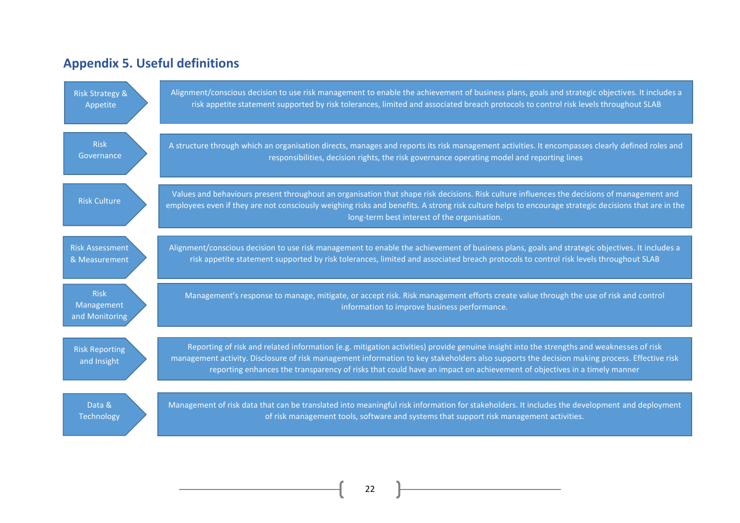## Appendix 5. Useful definitions

| Term | Definition |
| --- | --- |
| Risk Strategy & Appetite | Alignment/conscious decision to use risk management to enable the achievement of business plans, goals and strategic objectives. It includes a risk appetite statement supported by risk tolerances, limited and associated breach protocols to control risk levels throughout SLAB |
| Risk Governance | A structure through which an organisation directs, manages and reports its risk management activities. It encompasses clearly defined roles and responsibilities, decision rights, the risk governance operating model and reporting lines |
| Risk Culture | Values and behaviours present throughout an organisation that shape risk decisions. Risk culture influences the decisions of management and employees even if they are not consciously weighing risks and benefits. A strong risk culture helps to encourage strategic decisions that are in the long-term best interest of the organisation. |
| Risk Assessment & Measurement | Alignment/conscious decision to use risk management to enable the achievement of business plans, goals and strategic objectives. It includes a risk appetite statement supported by risk tolerances, limited and associated breach protocols to control risk levels throughout SLAB |
| Risk Management and Monitoring | Management's response to manage, mitigate, or accept risk. Risk management efforts create value through the use of risk and control information to improve business performance. |
| Risk Reporting and Insight | Reporting of risk and related information (e.g. mitigation activities) provide genuine insight into the strengths and weaknesses of risk management activity. Disclosure of risk management information to key stakeholders also supports the decision making process. Effective risk reporting enhances the transparency of risks that could have an impact on achievement of objectives in a timely manner |
| Data & Technology | Management of risk data that can be translated into meaningful risk information for stakeholders. It includes the development and deployment of risk management tools, software and systems that support risk management activities. |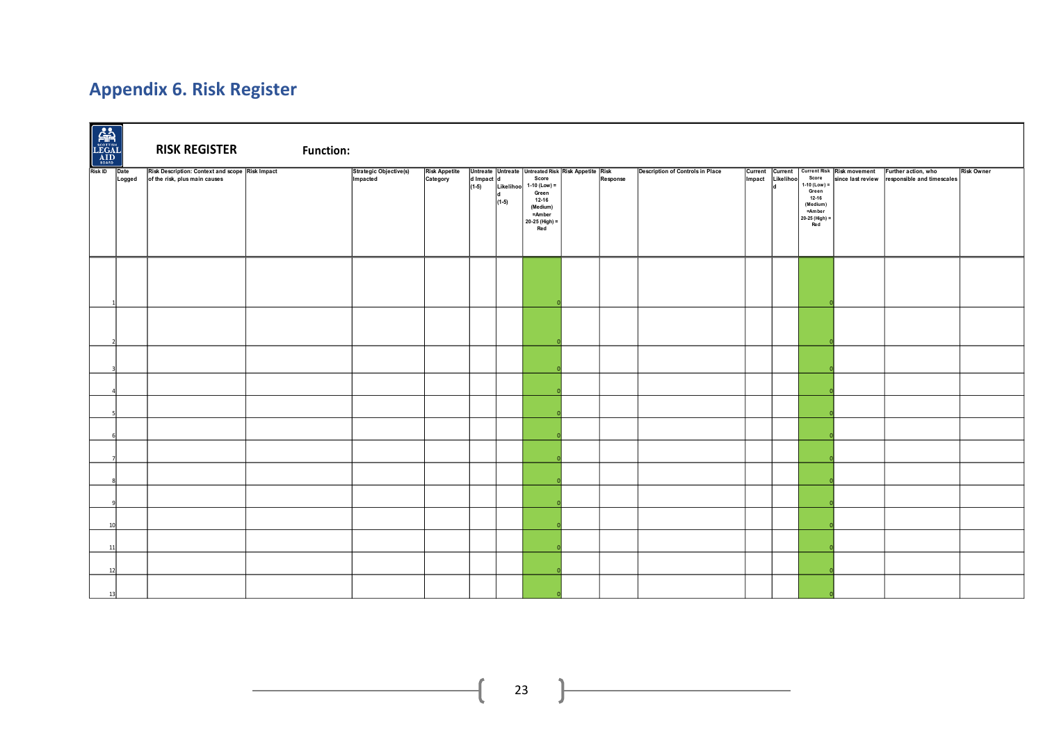## Appendix 6. Risk Register

SCOTTISH LEGAL AID BOARD

**RISK REGISTER** **Function:**

| Risk ID | Date Logged | Risk Description: Context and scope of the risk, plus main causes | Risk Impact | Strategic Objective(s) Impacted | Risk Appetite Category | Untreated Impact (1-5) | Untreated Likelihood (1-5) | Untreated Risk Score 1-10 (Low) = Green 12-16 (Medium) =Amber 20-25 (High) = Red | Risk Appetite | Risk Response | Description of Controls in Place | Current Impact | Current Likelihood | Current Risk Score 1-10 (Low) = Green 12-16 (Medium) =Amber 20-25 (High) = Red | Risk movement since last review | Further action, who responsible and timescales | Risk Owner |
|---|---|---|---|---|---|---|---|---|---|---|---|---|---|---|---|---|---|
| 1 | | | | | | | | 0 | | | | | | 0 | | | |
| 2 | | | | | | | | 0 | | | | | | 0 | | | |
| 3 | | | | | | | | 0 | | | | | | 0 | | | |
| 4 | | | | | | | | 0 | | | | | | 0 | | | |
| 5 | | | | | | | | 0 | | | | | | 0 | | | |
| 6 | | | | | | | | 0 | | | | | | 0 | | | |
| 7 | | | | | | | | 0 | | | | | | 0 | | | |
| 8 | | | | | | | | 0 | | | | | | 0 | | | |
| 9 | | | | | | | | 0 | | | | | | 0 | | | |
| 10 | | | | | | | | 0 | | | | | | 0 | | | |
| 11 | | | | | | | | 0 | | | | | | 0 | | | |
| 12 | | | | | | | | 0 | | | | | | 0 | | | |
| 13 | | | | | | | | 0 | | | | | | 0 | | | |